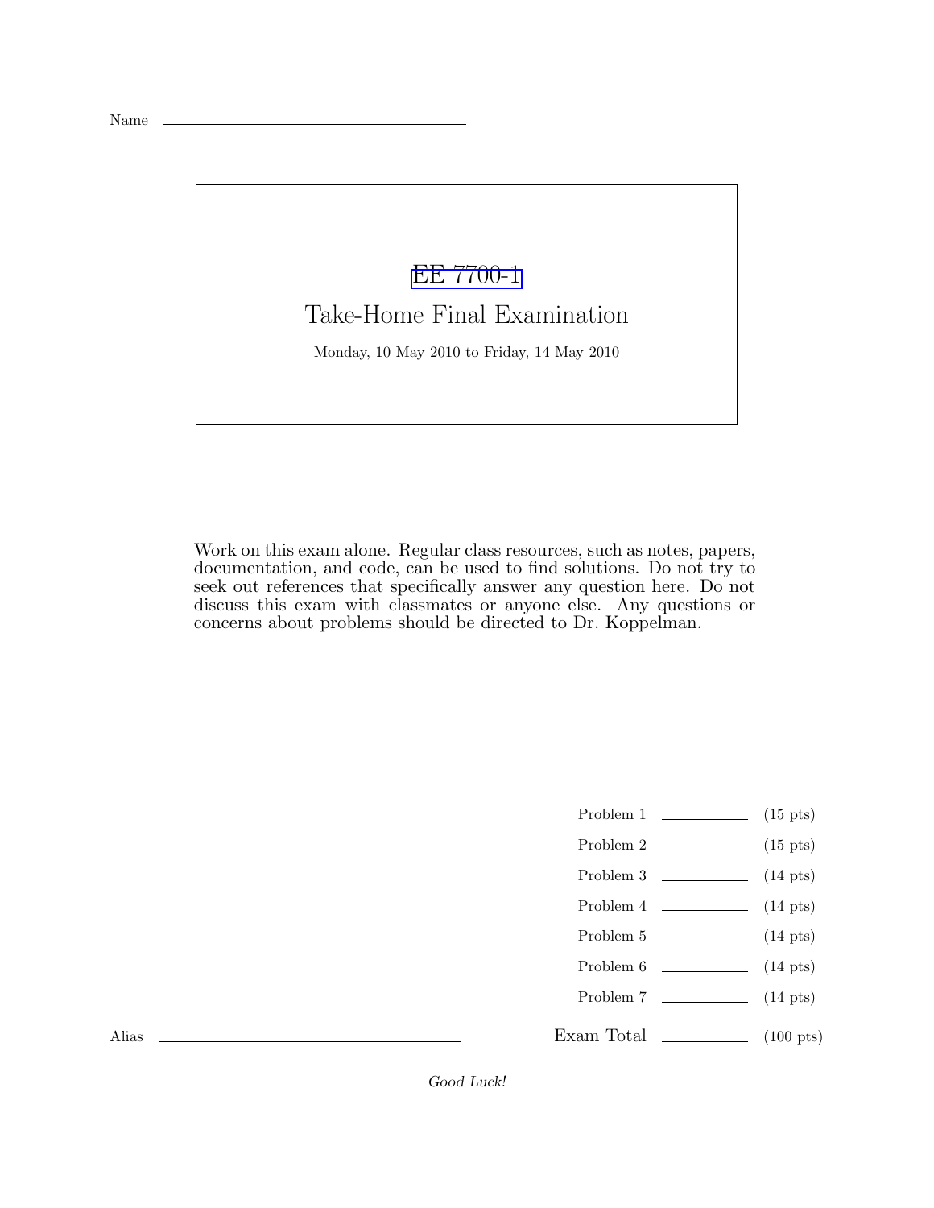Name ____________________________________

# EE 7700-1

## Take-Home Final Examination

Monday, 10 May 2010 to Friday, 14 May 2010

Work on this exam alone. Regular class resources, such as notes, papers, documentation, and code, can be used to find solutions. Do not try to seek out references that specifically answer any question here. Do not discuss this exam with classmates or anyone else. Any questions or concerns about problems should be directed to Dr. Koppelman.

| | | |
|---|---|---|
| Problem 1 | ________ | (15 pts) |
| Problem 2 | ________ | (15 pts) |
| Problem 3 | ________ | (14 pts) |
| Problem 4 | ________ | (14 pts) |
| Problem 5 | ________ | (14 pts) |
| Problem 6 | ________ | (14 pts) |
| Problem 7 | ________ | (14 pts) |
| Exam Total | ________ | (100 pts) |

Alias ____________________________________

*Good Luck!*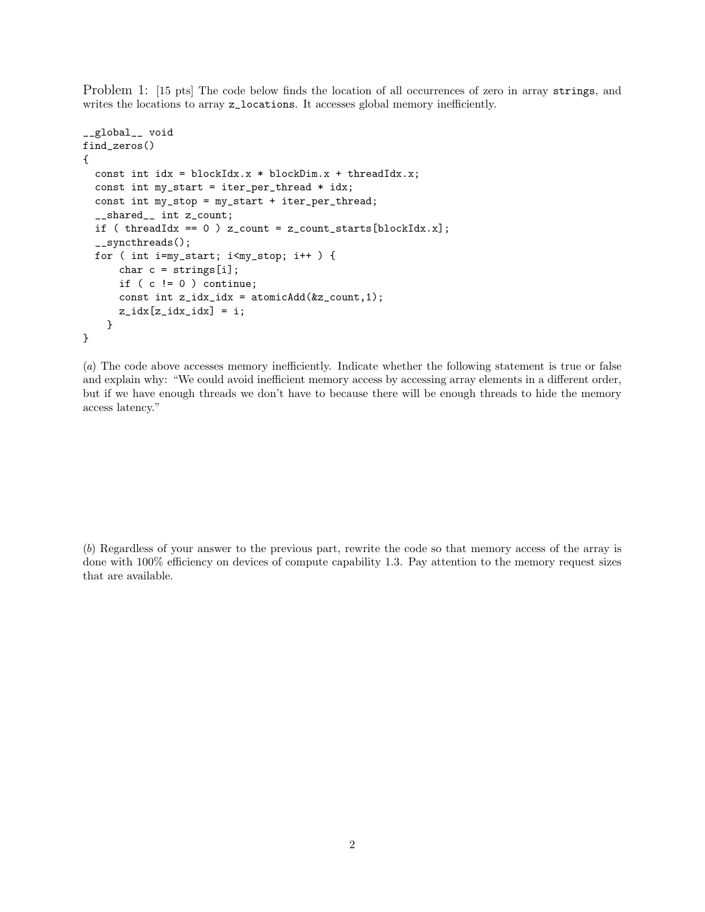Problem 1: [15 pts] The code below finds the location of all occurrences of zero in array `strings`, and writes the locations to array `z_locations`. It accesses global memory inefficiently.

```
__global__ void
find_zeros()
{
  const int idx = blockIdx.x * blockDim.x + threadIdx.x;
  const int my_start = iter_per_thread * idx;
  const int my_stop = my_start + iter_per_thread;
  __shared__ int z_count;
  if ( threadIdx == 0 ) z_count = z_count_starts[blockIdx.x];
  __syncthreads();
  for ( int i=my_start; i<my_stop; i++ ) {
      char c = strings[i];
      if ( c != 0 ) continue;
      const int z_idx_idx = atomicAdd(&z_count,1);
      z_idx[z_idx_idx] = i;
    }
}
```

(*a*) The code above accesses memory inefficiently. Indicate whether the following statement is true or false and explain why: "We could avoid inefficient memory access by accessing array elements in a different order, but if we have enough threads we don't have to because there will be enough threads to hide the memory access latency."

(*b*) Regardless of your answer to the previous part, rewrite the code so that memory access of the array is done with 100% efficiency on devices of compute capability 1.3. Pay attention to the memory request sizes that are available.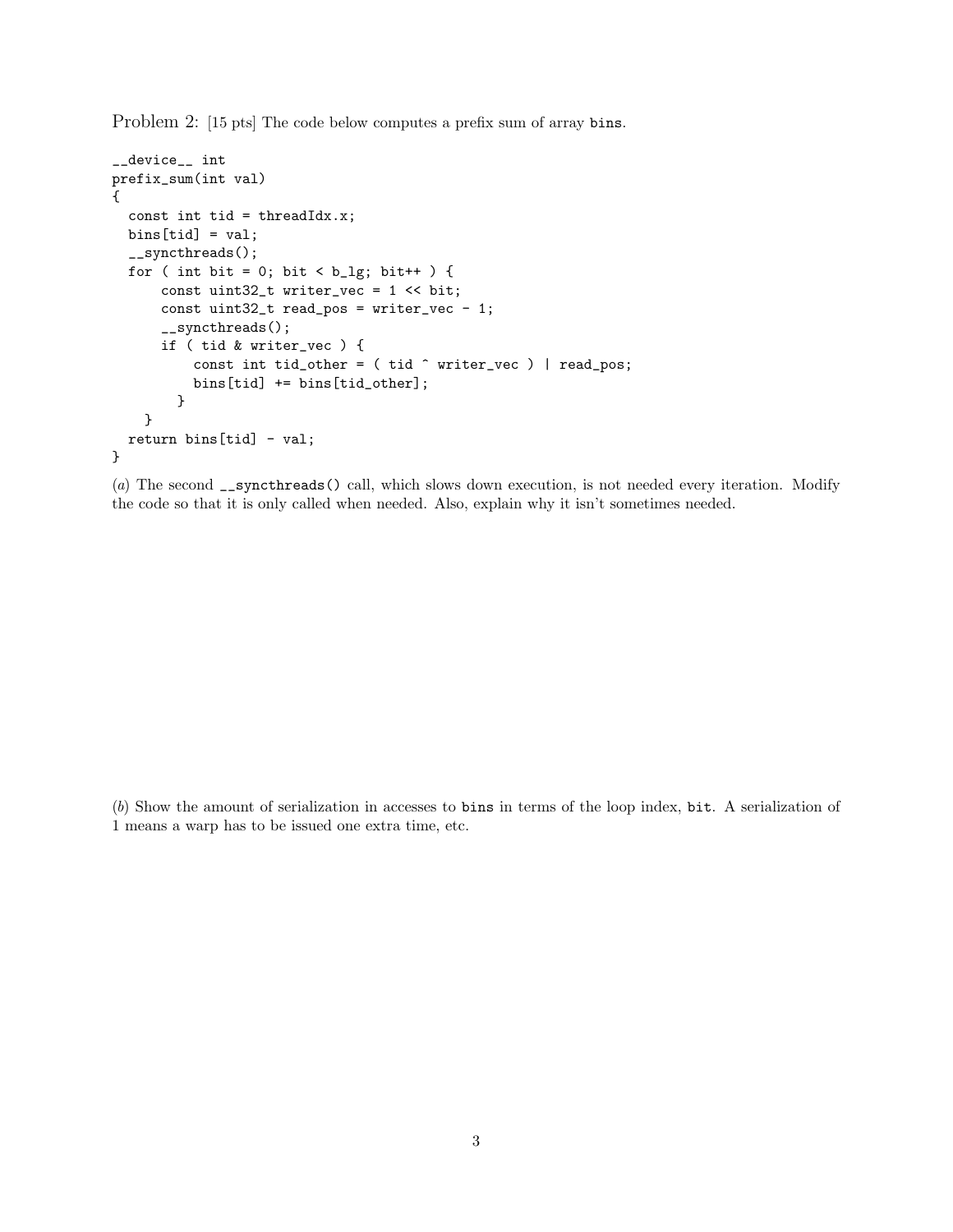Problem 2: [15 pts] The code below computes a prefix sum of array `bins`.

```
__device__ int
prefix_sum(int val)
{
  const int tid = threadIdx.x;
  bins[tid] = val;
  __syncthreads();
  for ( int bit = 0; bit < b_lg; bit++ ) {
      const uint32_t writer_vec = 1 << bit;
      const uint32_t read_pos = writer_vec - 1;
      __syncthreads();
      if ( tid & writer_vec ) {
          const int tid_other = ( tid ^ writer_vec ) | read_pos;
          bins[tid] += bins[tid_other];
        }
    }
  return bins[tid] - val;
}
```

(*a*) The second `__syncthreads()` call, which slows down execution, is not needed every iteration. Modify the code so that it is only called when needed. Also, explain why it isn't sometimes needed.

(*b*) Show the amount of serialization in accesses to `bins` in terms of the loop index, `bit`. A serialization of 1 means a warp has to be issued one extra time, etc.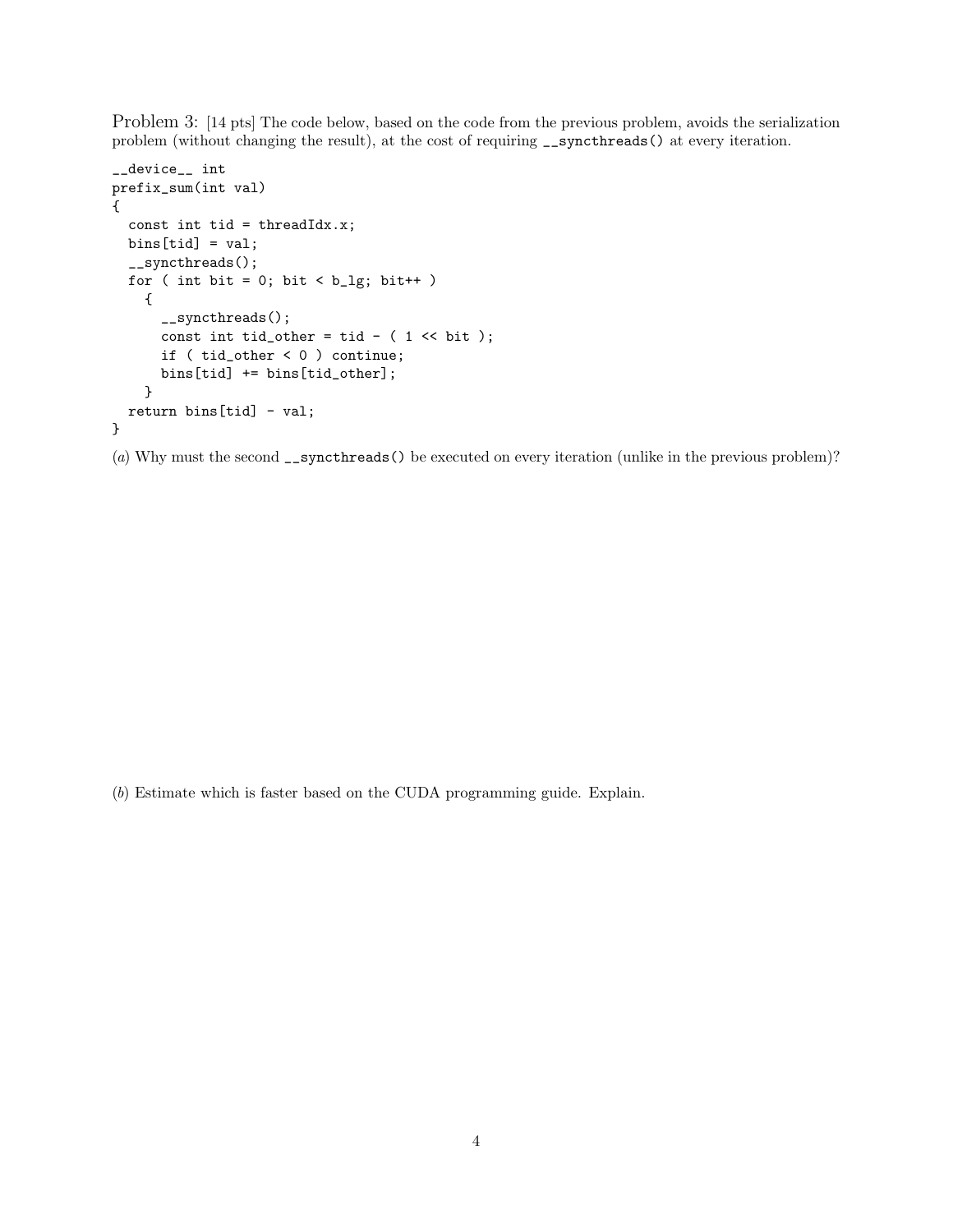Problem 3: [14 pts] The code below, based on the code from the previous problem, avoids the serialization problem (without changing the result), at the cost of requiring `__syncthreads()` at every iteration.

```
__device__ int
prefix_sum(int val)
{
  const int tid = threadIdx.x;
  bins[tid] = val;
  __syncthreads();
  for ( int bit = 0; bit < b_lg; bit++ )
    {
      __syncthreads();
      const int tid_other = tid - ( 1 << bit );
      if ( tid_other < 0 ) continue;
      bins[tid] += bins[tid_other];
    }
  return bins[tid] - val;
}
```

(*a*) Why must the second `__syncthreads()` be executed on every iteration (unlike in the previous problem)?

(*b*) Estimate which is faster based on the CUDA programming guide. Explain.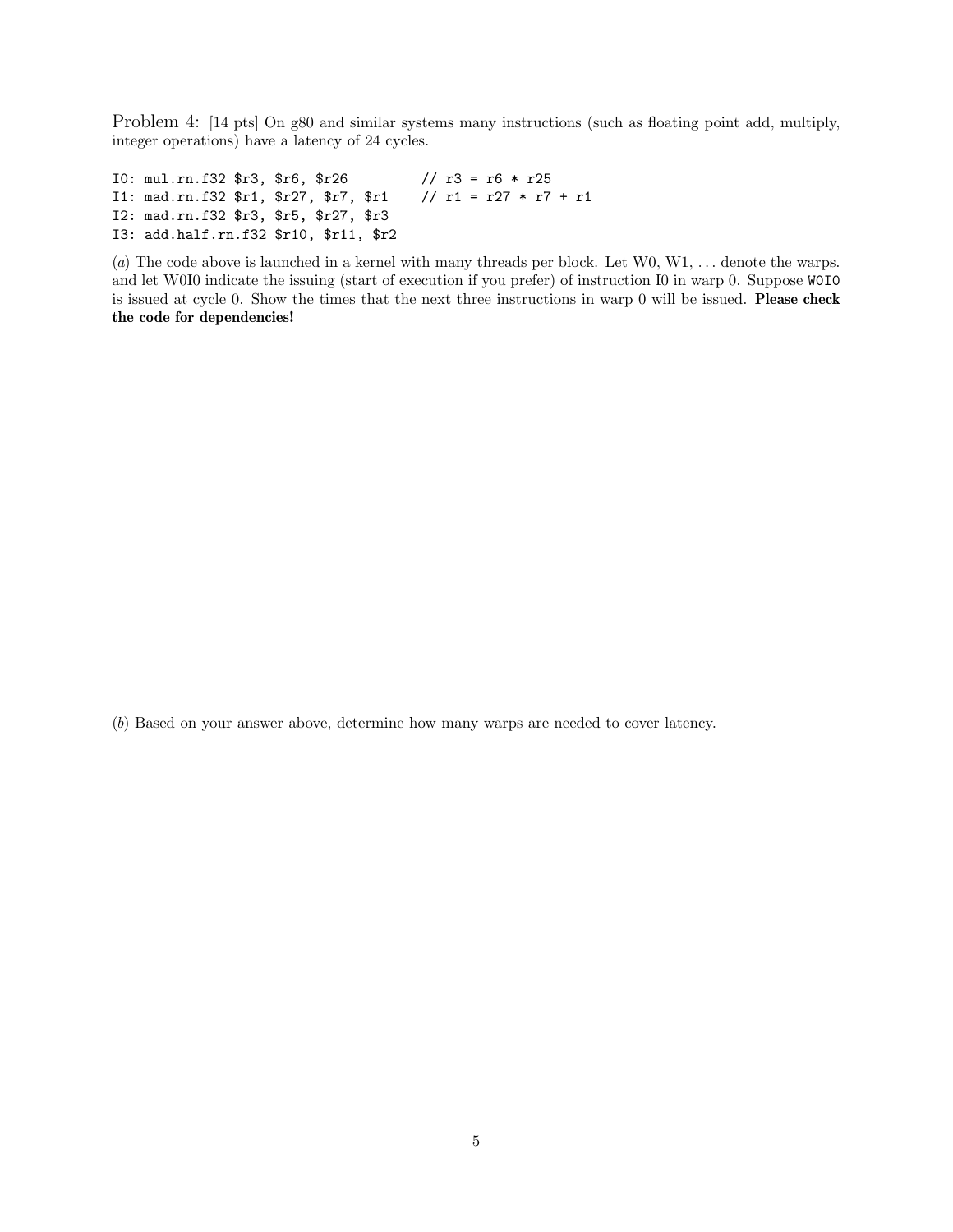Problem 4: [14 pts] On g80 and similar systems many instructions (such as floating point add, multiply, integer operations) have a latency of 24 cycles.

```
I0: mul.rn.f32 $r3, $r6, $r26         // r3 = r6 * r25
I1: mad.rn.f32 $r1, $r27, $r7, $r1    // r1 = r27 * r7 + r1
I2: mad.rn.f32 $r3, $r5, $r27, $r3
I3: add.half.rn.f32 $r10, $r11, $r2
```

(*a*) The code above is launched in a kernel with many threads per block. Let W0, W1, ... denote the warps. and let W0I0 indicate the issuing (start of execution if you prefer) of instruction I0 in warp 0. Suppose `W0I0` is issued at cycle 0. Show the times that the next three instructions in warp 0 will be issued. **Please check the code for dependencies!**

(*b*) Based on your answer above, determine how many warps are needed to cover latency.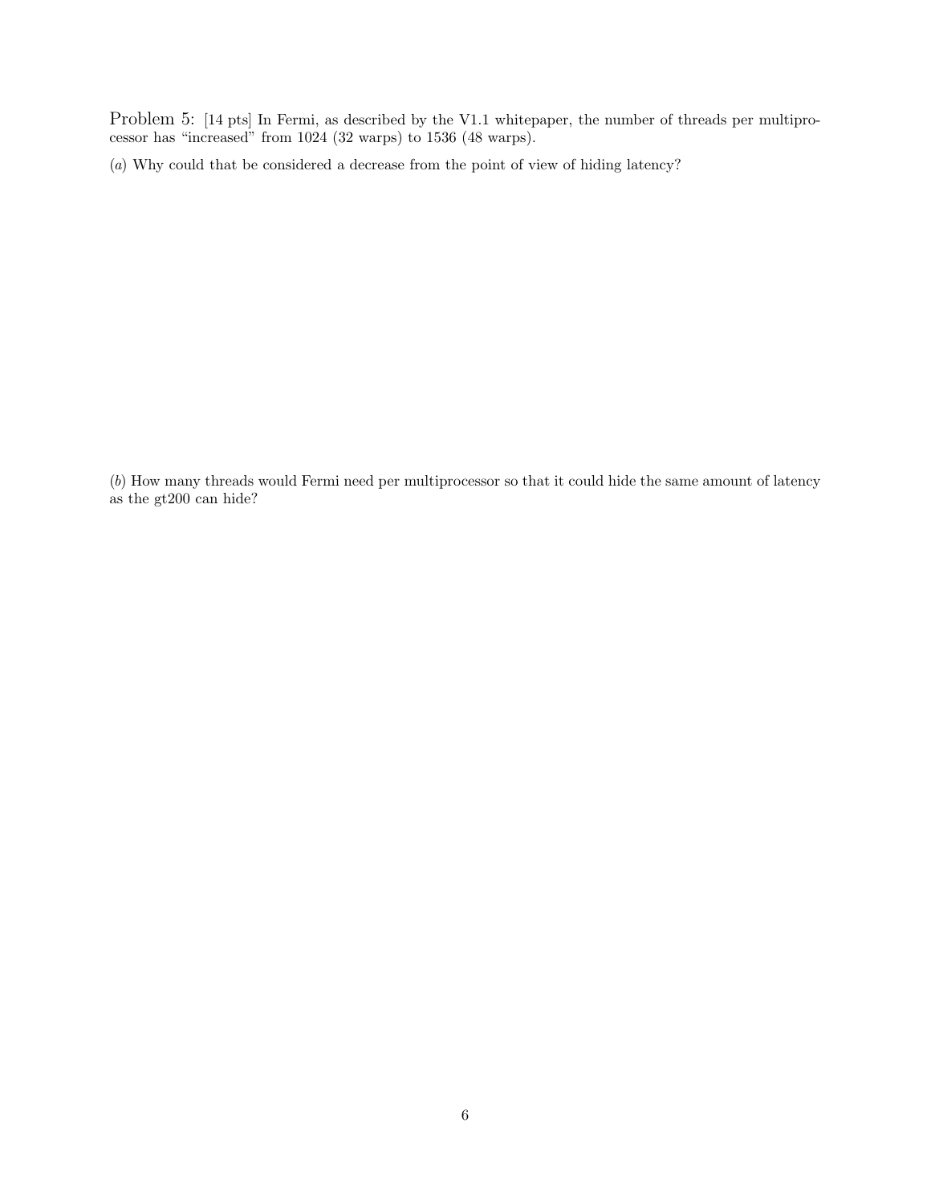Problem 5: [14 pts] In Fermi, as described by the V1.1 whitepaper, the number of threads per multiprocessor has "increased" from 1024 (32 warps) to 1536 (48 warps).

(*a*) Why could that be considered a decrease from the point of view of hiding latency?

(*b*) How many threads would Fermi need per multiprocessor so that it could hide the same amount of latency as the gt200 can hide?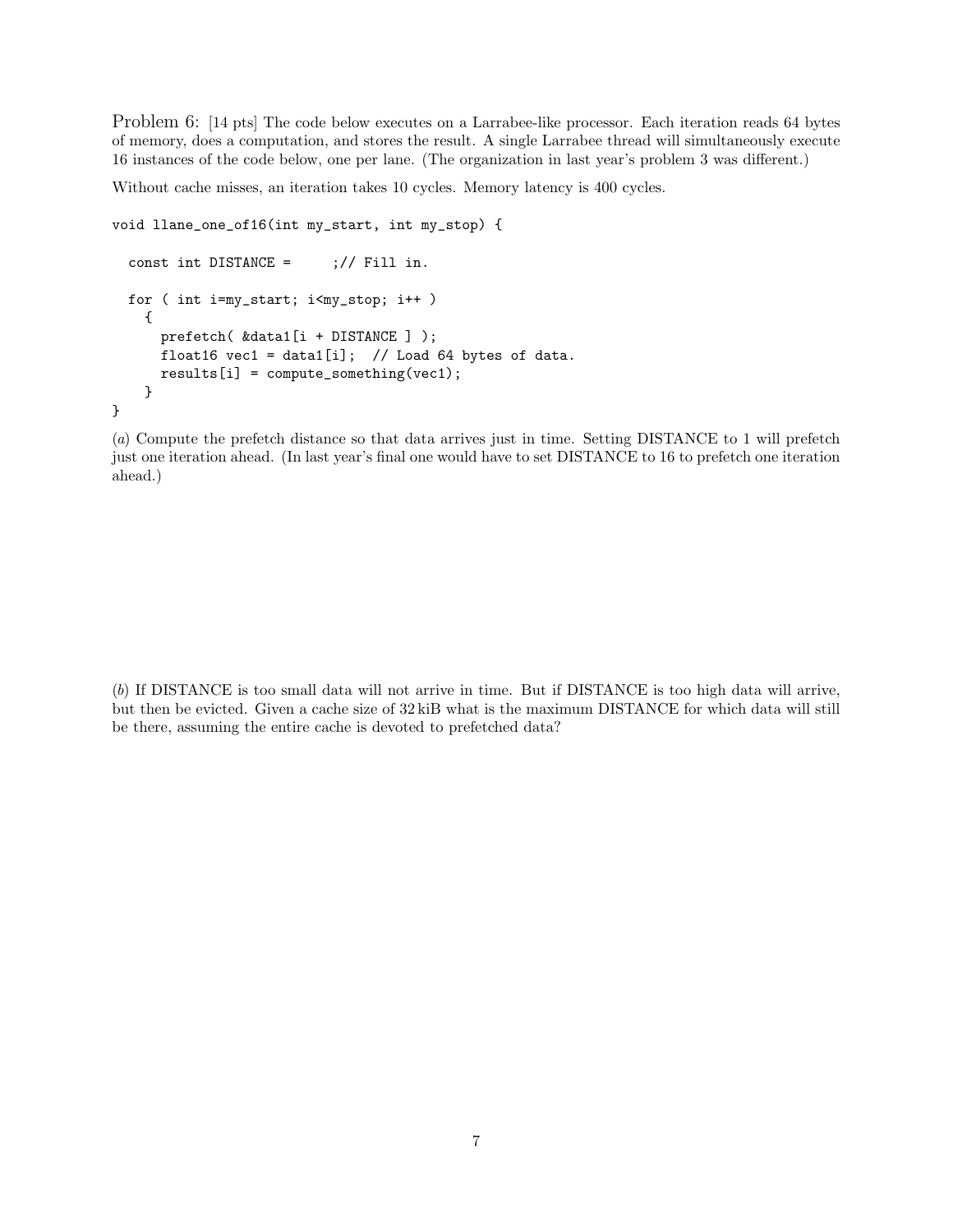Problem 6: [14 pts] The code below executes on a Larrabee-like processor. Each iteration reads 64 bytes of memory, does a computation, and stores the result. A single Larrabee thread will simultaneously execute 16 instances of the code below, one per lane. (The organization in last year's problem 3 was different.)

Without cache misses, an iteration takes 10 cycles. Memory latency is 400 cycles.

```
void llane_one_of16(int my_start, int my_stop) {

  const int DISTANCE =     ;// Fill in.

  for ( int i=my_start; i<my_stop; i++ )
    {
      prefetch( &data1[i + DISTANCE ] );
      float16 vec1 = data1[i];  // Load 64 bytes of data.
      results[i] = compute_something(vec1);
    }
}
```

(*a*) Compute the prefetch distance so that data arrives just in time. Setting DISTANCE to 1 will prefetch just one iteration ahead. (In last year's final one would have to set DISTANCE to 16 to prefetch one iteration ahead.)

(*b*) If DISTANCE is too small data will not arrive in time. But if DISTANCE is too high data will arrive, but then be evicted. Given a cache size of 32 kiB what is the maximum DISTANCE for which data will still be there, assuming the entire cache is devoted to prefetched data?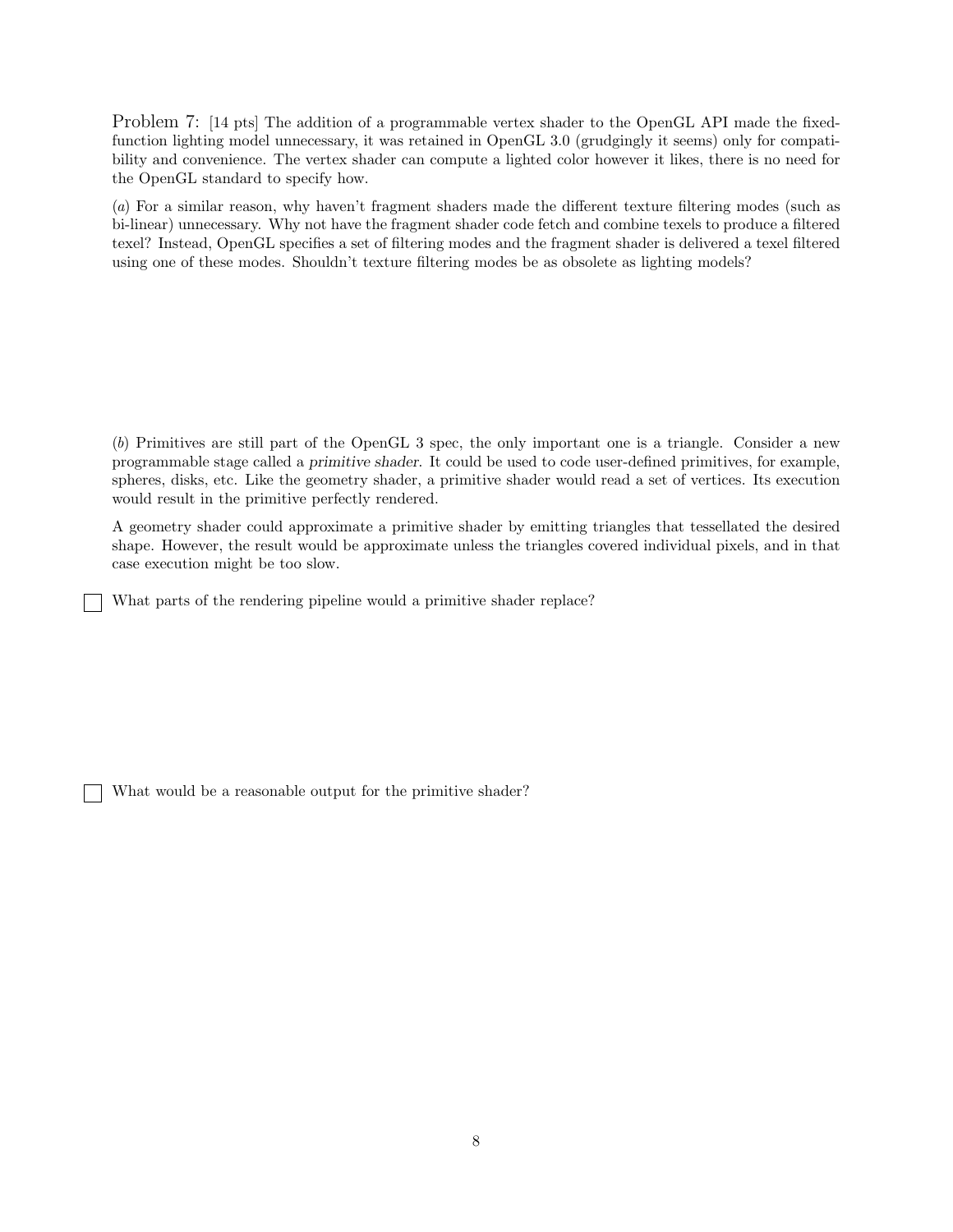Problem 7: [14 pts] The addition of a programmable vertex shader to the OpenGL API made the fixed-function lighting model unnecessary, it was retained in OpenGL 3.0 (grudgingly it seems) only for compatibility and convenience. The vertex shader can compute a lighted color however it likes, there is no need for the OpenGL standard to specify how.

(*a*) For a similar reason, why haven't fragment shaders made the different texture filtering modes (such as bi-linear) unnecessary. Why not have the fragment shader code fetch and combine texels to produce a filtered texel? Instead, OpenGL specifies a set of filtering modes and the fragment shader is delivered a texel filtered using one of these modes. Shouldn't texture filtering modes be as obsolete as lighting models?

(*b*) Primitives are still part of the OpenGL 3 spec, the only important one is a triangle. Consider a new programmable stage called a *primitive shader*. It could be used to code user-defined primitives, for example, spheres, disks, etc. Like the geometry shader, a primitive shader would read a set of vertices. Its execution would result in the primitive perfectly rendered.

A geometry shader could approximate a primitive shader by emitting triangles that tessellated the desired shape. However, the result would be approximate unless the triangles covered individual pixels, and in that case execution might be too slow.

☐ What parts of the rendering pipeline would a primitive shader replace?

☐ What would be a reasonable output for the primitive shader?